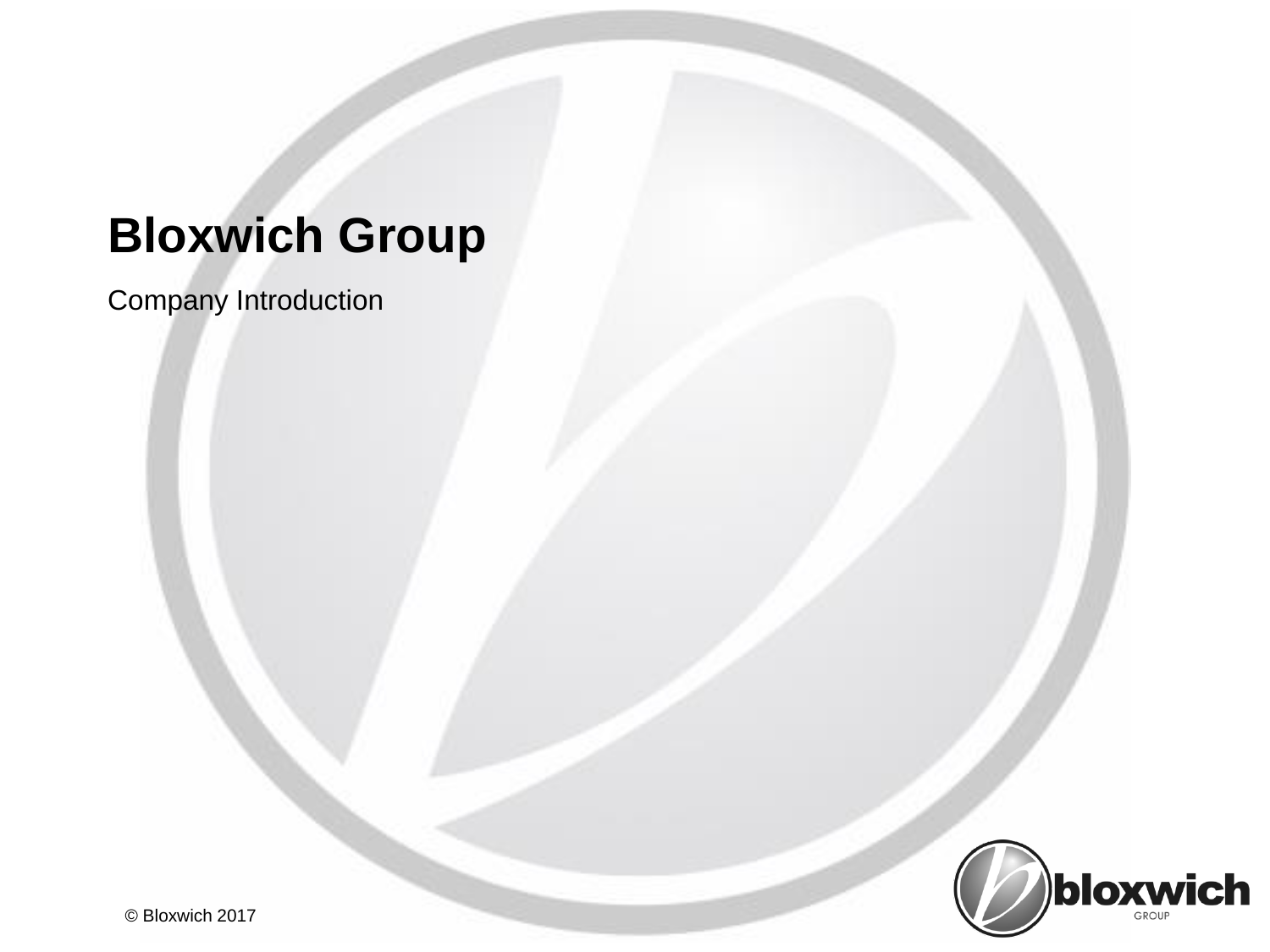# Bloxwich Group

Company Introduction

© Bloxwich 2017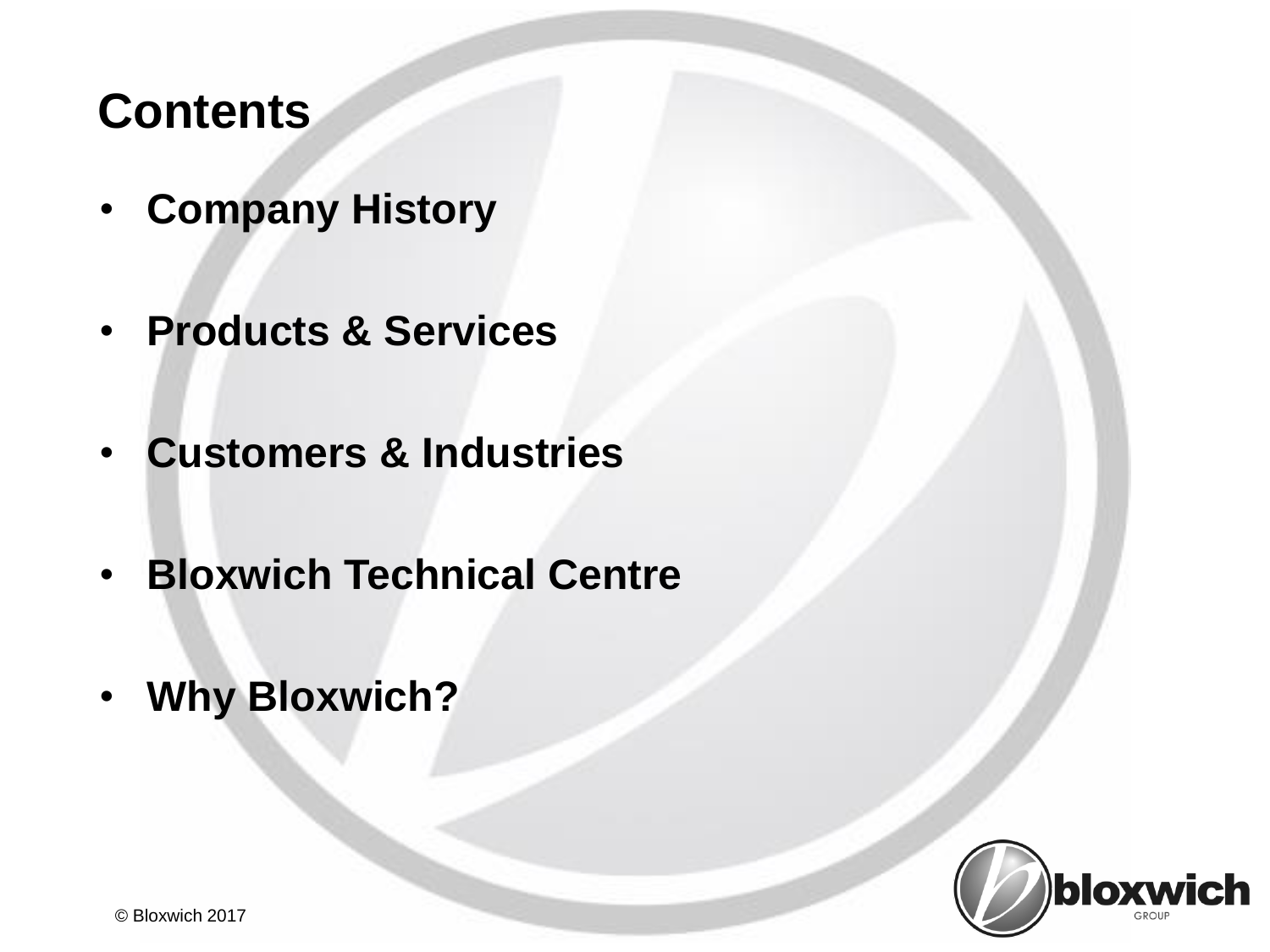# Contents

- **Company History**
- **Products & Services**
- **Customers & Industries**
- **Bloxwich Technical Centre**
- **Why Bloxwich?**

© Bloxwich 2017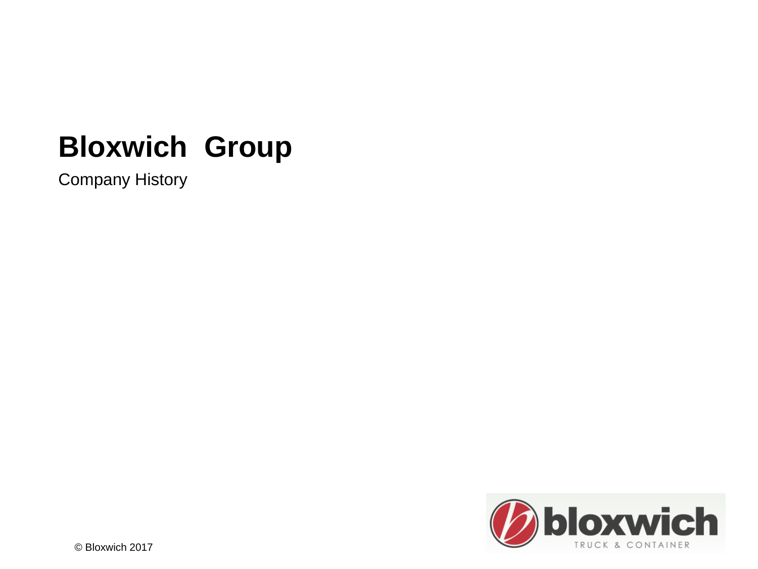# Bloxwich Group

Company History

© Bloxwich 2017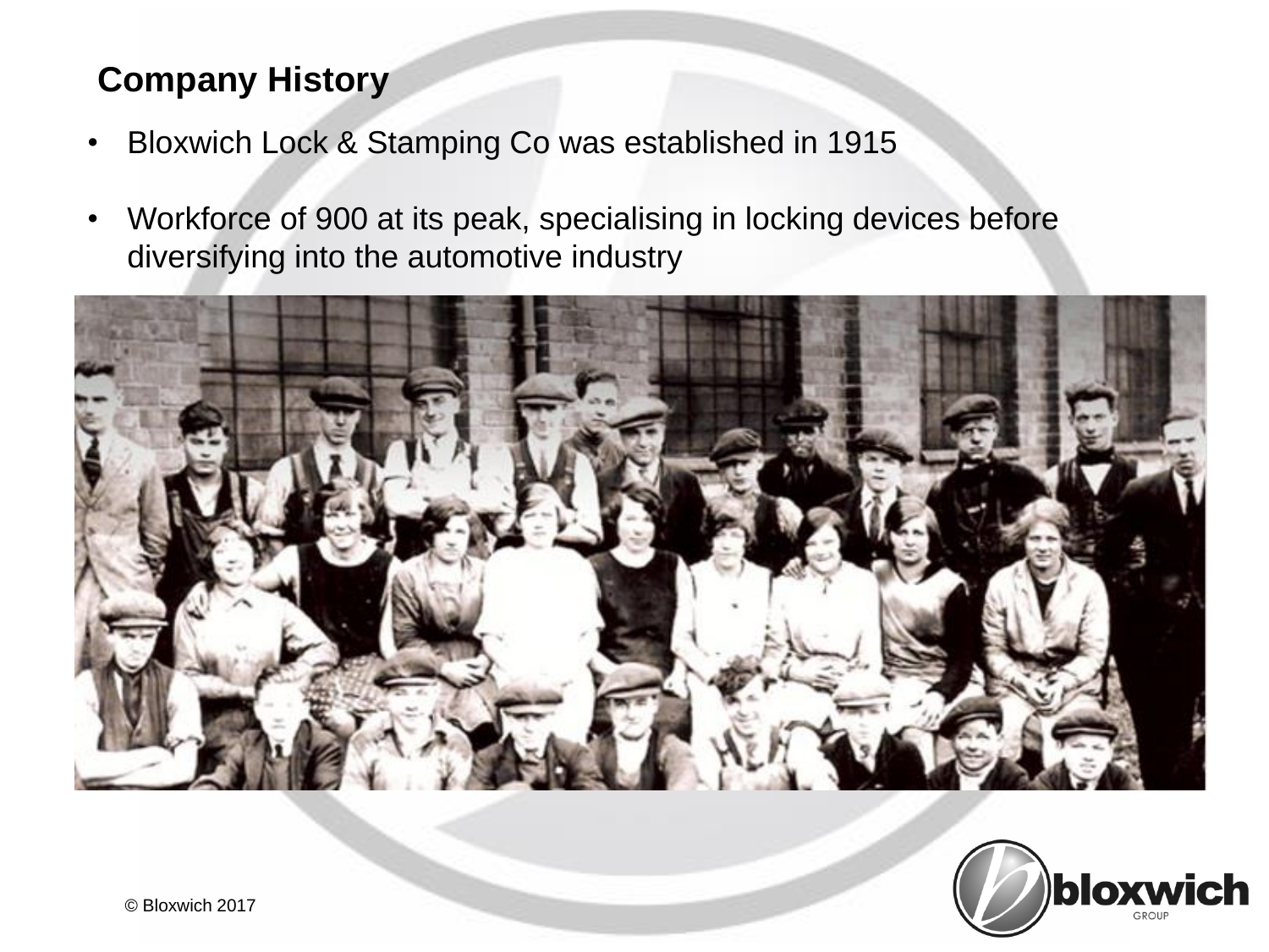## Company History

- Bloxwich Lock & Stamping Co was established in 1915
- Workforce of 900 at its peak, specialising in locking devices before diversifying into the automotive industry

© Bloxwich 2017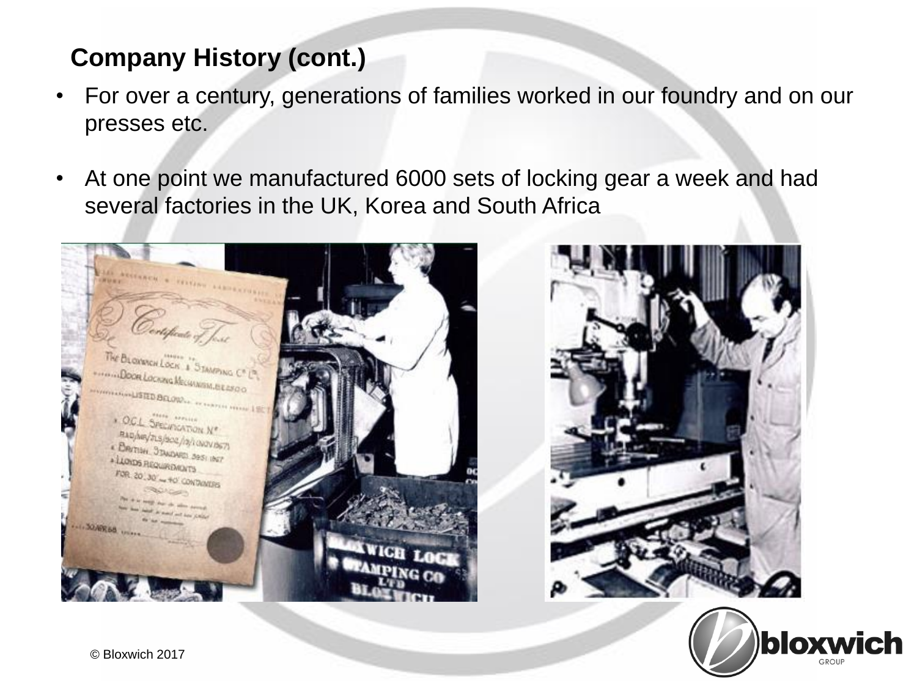## Company History (cont.)

- For over a century, generations of families worked in our foundry and on our presses etc.
- At one point we manufactured 6000 sets of locking gear a week and had several factories in the UK, Korea and South Africa

© Bloxwich 2017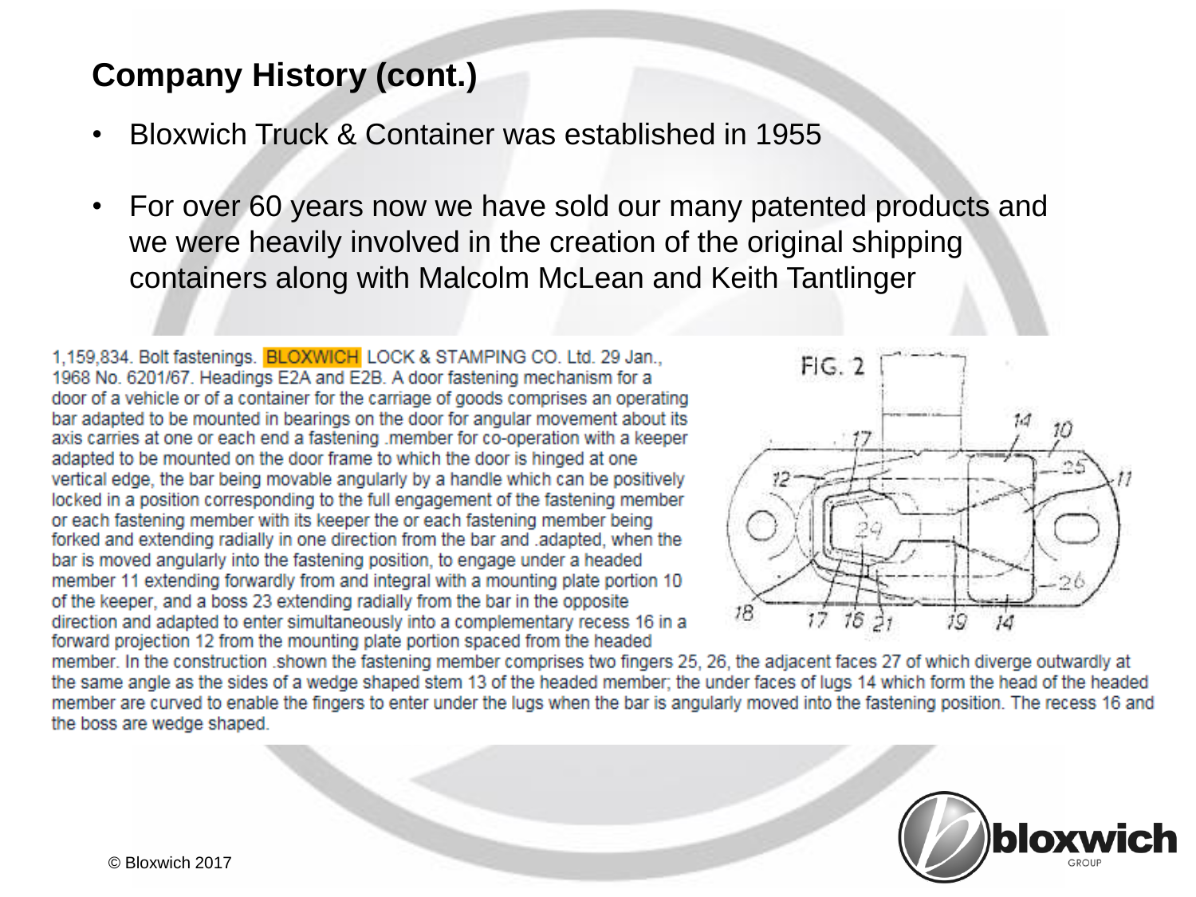## Company History (cont.)

- Bloxwich Truck & Container was established in 1955
- For over 60 years now we have sold our many patented products and we were heavily involved in the creation of the original shipping containers along with Malcolm McLean and Keith Tantlinger

1,159,834. Bolt fastenings. BLOXWICH LOCK & STAMPING CO. Ltd. 29 Jan., 1968 No. 6201/67. Headings E2A and E2B. A door fastening mechanism for a door of a vehicle or of a container for the carriage of goods comprises an operating bar adapted to be mounted in bearings on the door for angular movement about its axis carries at one or each end a fastening .member for co-operation with a keeper adapted to be mounted on the door frame to which the door is hinged at one vertical edge, the bar being movable angularly by a handle which can be positively locked in a position corresponding to the full engagement of the fastening member or each fastening member with its keeper the or each fastening member being forked and extending radially in one direction from the bar and .adapted, when the bar is moved angularly into the fastening position, to engage under a headed member 11 extending forwardly from and integral with a mounting plate portion 10 of the keeper, and a boss 23 extending radially from the bar in the opposite direction and adapted to enter simultaneously into a complementary recess 16 in a forward projection 12 from the mounting plate portion spaced from the headed member. In the construction .shown the fastening member comprises two fingers 25, 26, the adjacent faces 27 of which diverge outwardly at the same angle as the sides of a wedge shaped stem 13 of the headed member; the under faces of lugs 14 which form the head of the headed member are curved to enable the fingers to enter under the lugs when the bar is angularly moved into the fastening position. The recess 16 and the boss are wedge shaped.

© Bloxwich 2017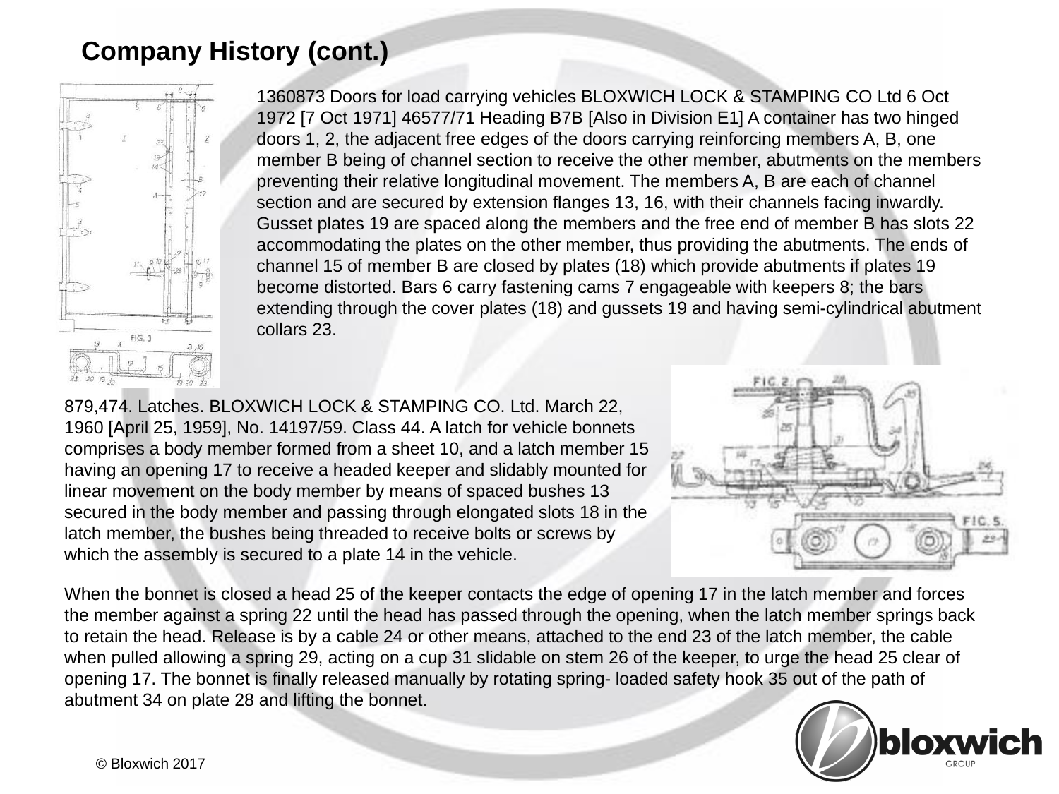## Company History (cont.)

1360873 Doors for load carrying vehicles BLOXWICH LOCK & STAMPING CO Ltd 6 Oct 1972 [7 Oct 1971] 46577/71 Heading B7B [Also in Division E1] A container has two hinged doors 1, 2, the adjacent free edges of the doors carrying reinforcing members A, B, one member B being of channel section to receive the other member, abutments on the members preventing their relative longitudinal movement. The members A, B are each of channel section and are secured by extension flanges 13, 16, with their channels facing inwardly. Gusset plates 19 are spaced along the members and the free end of member B has slots 22 accommodating the plates on the other member, thus providing the abutments. The ends of channel 15 of member B are closed by plates (18) which provide abutments if plates 19 become distorted. Bars 6 carry fastening cams 7 engageable with keepers 8; the bars extending through the cover plates (18) and gussets 19 and having semi-cylindrical abutment collars 23.

879,474. Latches. BLOXWICH LOCK & STAMPING CO. Ltd. March 22, 1960 [April 25, 1959], No. 14197/59. Class 44. A latch for vehicle bonnets comprises a body member formed from a sheet 10, and a latch member 15 having an opening 17 to receive a headed keeper and slidably mounted for linear movement on the body member by means of spaced bushes 13 secured in the body member and passing through elongated slots 18 in the latch member, the bushes being threaded to receive bolts or screws by which the assembly is secured to a plate 14 in the vehicle.

When the bonnet is closed a head 25 of the keeper contacts the edge of opening 17 in the latch member and forces the member against a spring 22 until the head has passed through the opening, when the latch member springs back to retain the head. Release is by a cable 24 or other means, attached to the end 23 of the latch member, the cable when pulled allowing a spring 29, acting on a cup 31 slidable on stem 26 of the keeper, to urge the head 25 clear of opening 17. The bonnet is finally released manually by rotating spring- loaded safety hook 35 out of the path of abutment 34 on plate 28 and lifting the bonnet.

© Bloxwich 2017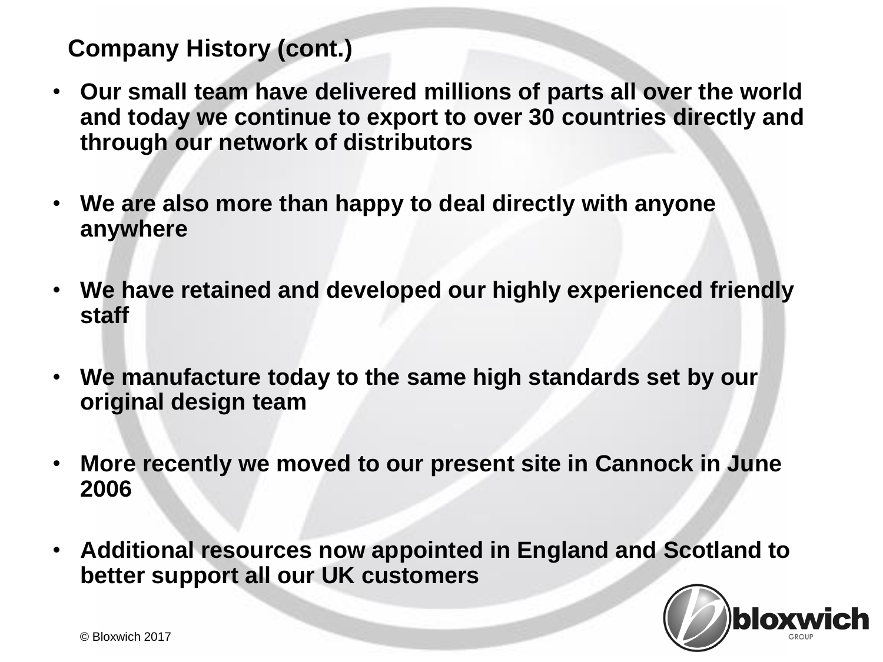## Company History (cont.)

- **Our small team have delivered millions of parts all over the world and today we continue to export to over 30 countries directly and through our network of distributors**
- **We are also more than happy to deal directly with anyone anywhere**
- **We have retained and developed our highly experienced friendly staff**
- **We manufacture today to the same high standards set by our original design team**
- **More recently we moved to our present site in Cannock in June 2006**
- **Additional resources now appointed in England and Scotland to better support all our UK customers**

© Bloxwich 2017

bloxwich GROUP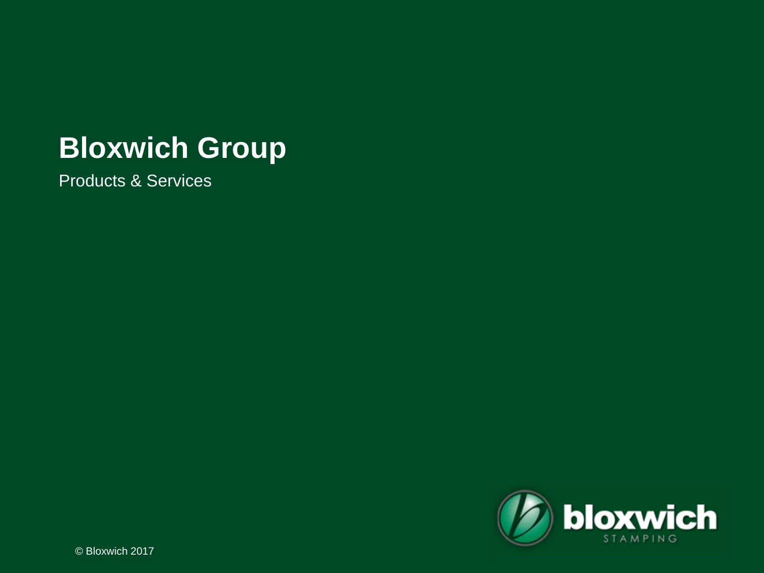# Bloxwich Group

Products & Services

bloxwich STAMPING

© Bloxwich 2017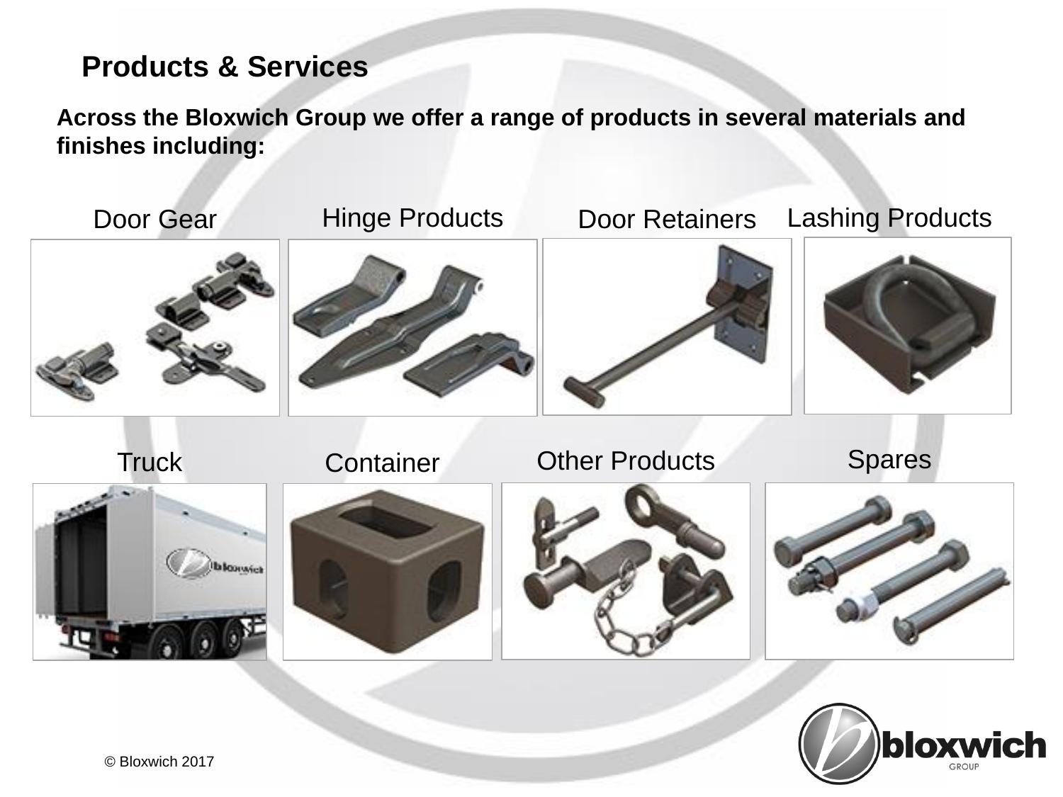## Products & Services

**Across the Bloxwich Group we offer a range of products in several materials and finishes including:**

- Door Gear
- Hinge Products
- Door Retainers
- Lashing Products
- Truck
- Container
- Other Products
- Spares

© Bloxwich 2017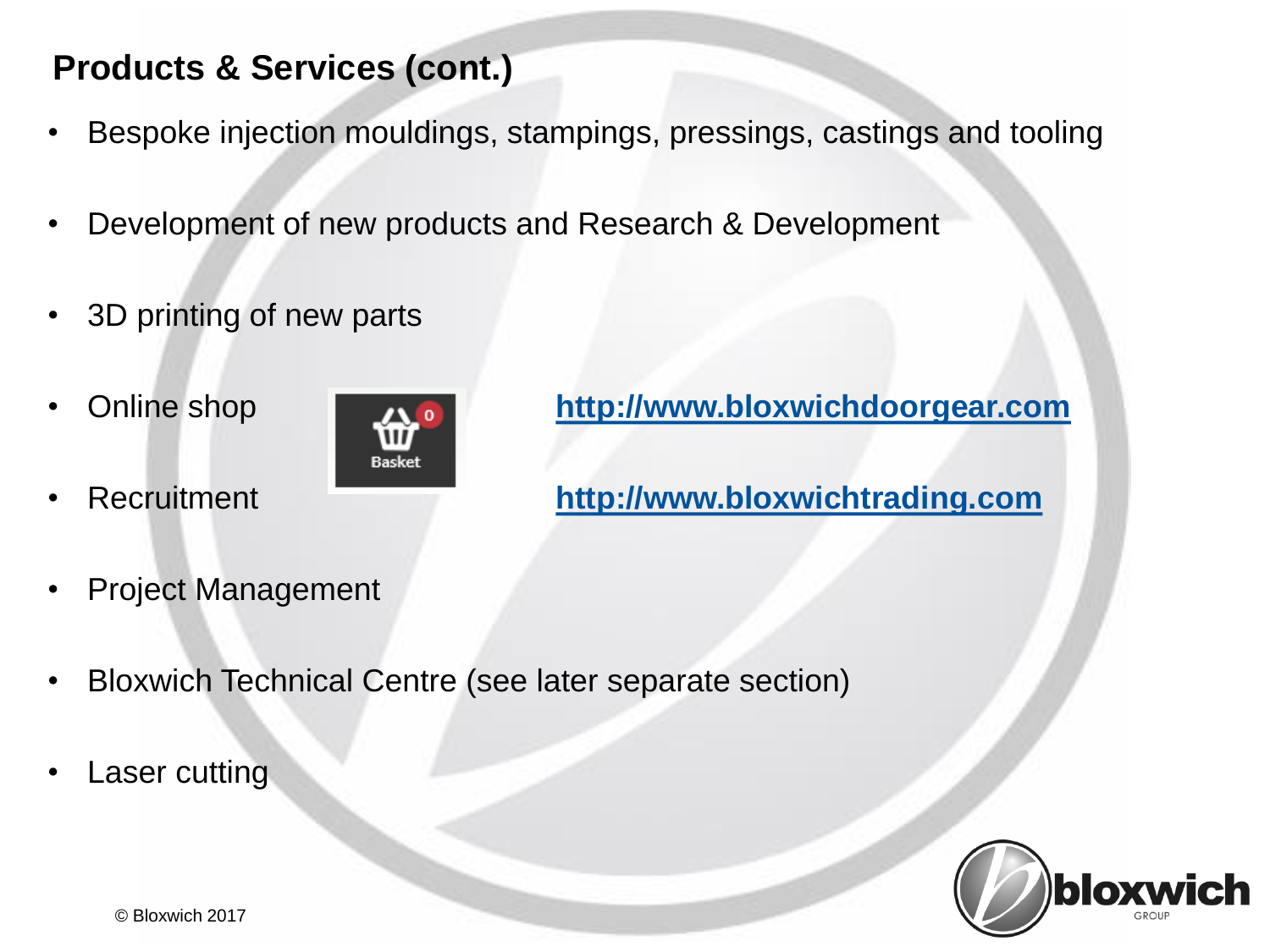## Products & Services (cont.)

- Bespoke injection mouldings, stampings, pressings, castings and tooling
- Development of new products and Research & Development
- 3D printing of new parts
- Online shop — http://www.bloxwichdoorgear.com
- Recruitment — http://www.bloxwichtrading.com
- Project Management
- Bloxwich Technical Centre (see later separate section)
- Laser cutting

© Bloxwich 2017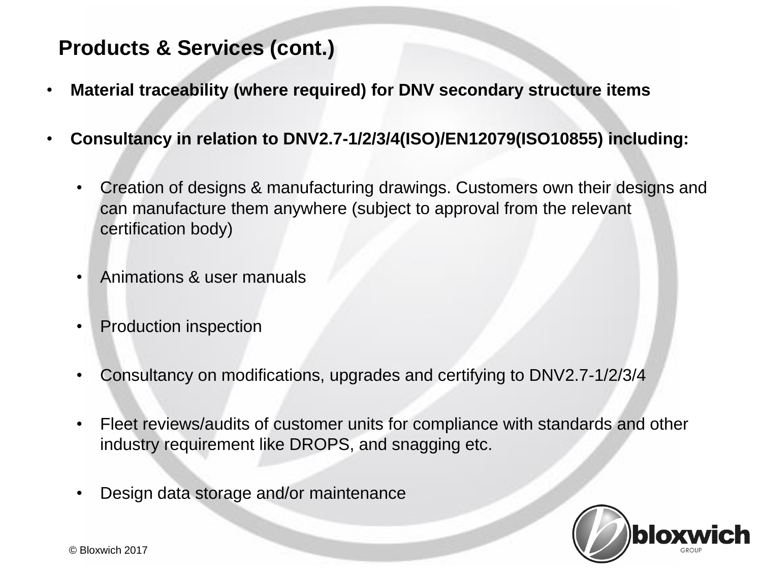## Products & Services (cont.)

- **Material traceability (where required) for DNV secondary structure items**
- **Consultancy in relation to DNV2.7-1/2/3/4(ISO)/EN12079(ISO10855) including:**
  - Creation of designs & manufacturing drawings. Customers own their designs and can manufacture them anywhere (subject to approval from the relevant certification body)
  - Animations & user manuals
  - Production inspection
  - Consultancy on modifications, upgrades and certifying to DNV2.7-1/2/3/4
  - Fleet reviews/audits of customer units for compliance with standards and other industry requirement like DROPS, and snagging etc.
  - Design data storage and/or maintenance

© Bloxwich 2017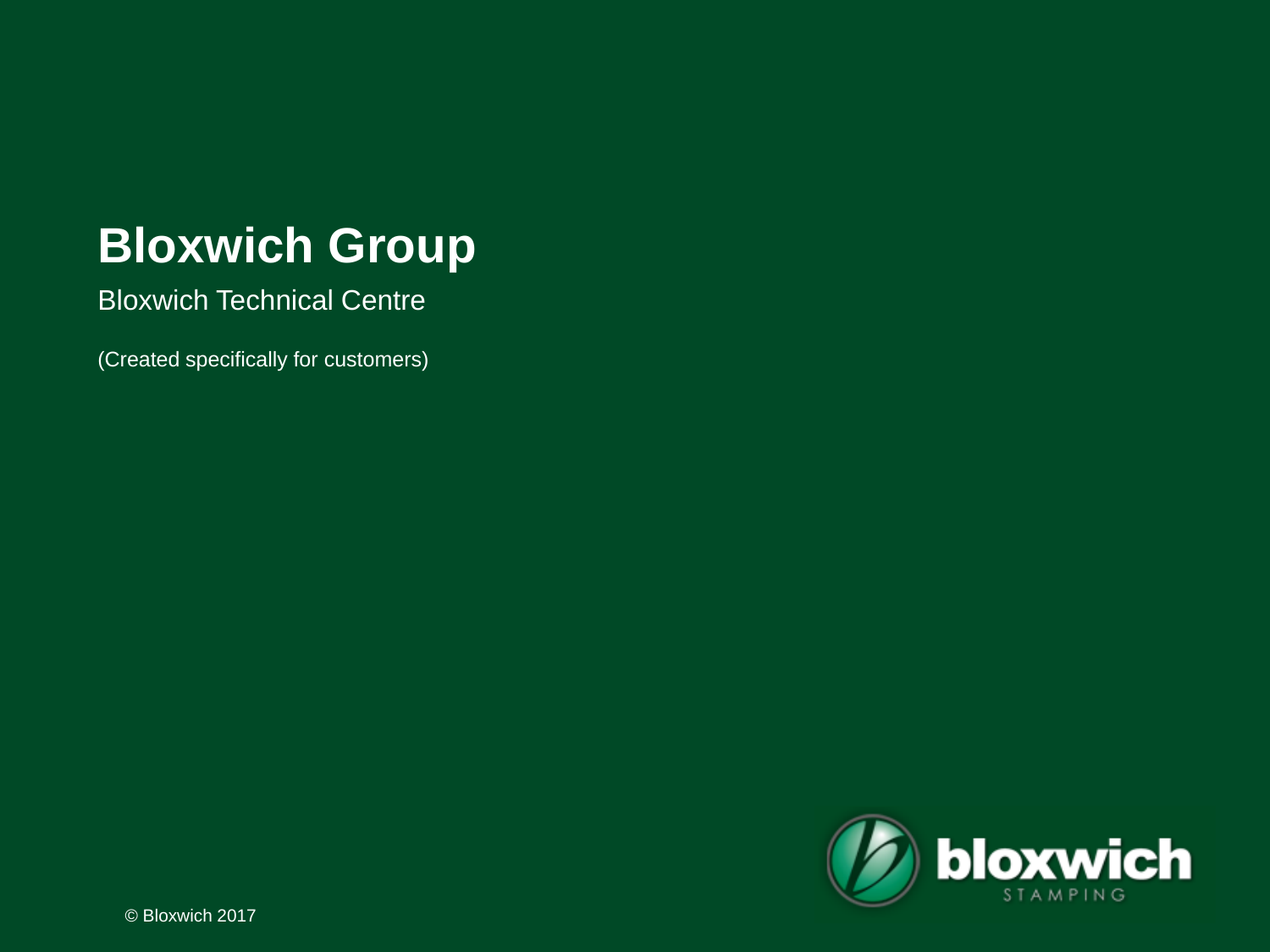# Bloxwich Group

Bloxwich Technical Centre

(Created specifically for customers)

bloxwich STAMPING

© Bloxwich 2017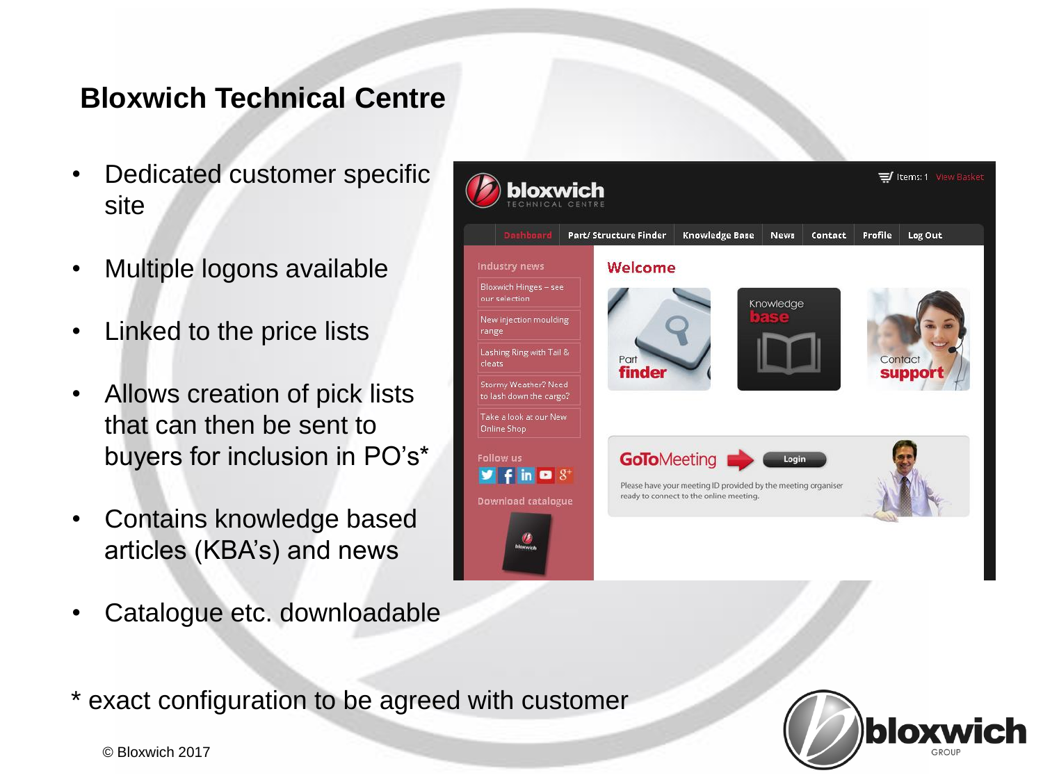# Bloxwich Technical Centre

- Dedicated customer specific site
- Multiple logons available
- Linked to the price lists
- Allows creation of pick lists that can then be sent to buyers for inclusion in PO's*
- Contains knowledge based articles (KBA's) and news
- Catalogue etc. downloadable

\* exact configuration to be agreed with customer

© Bloxwich 2017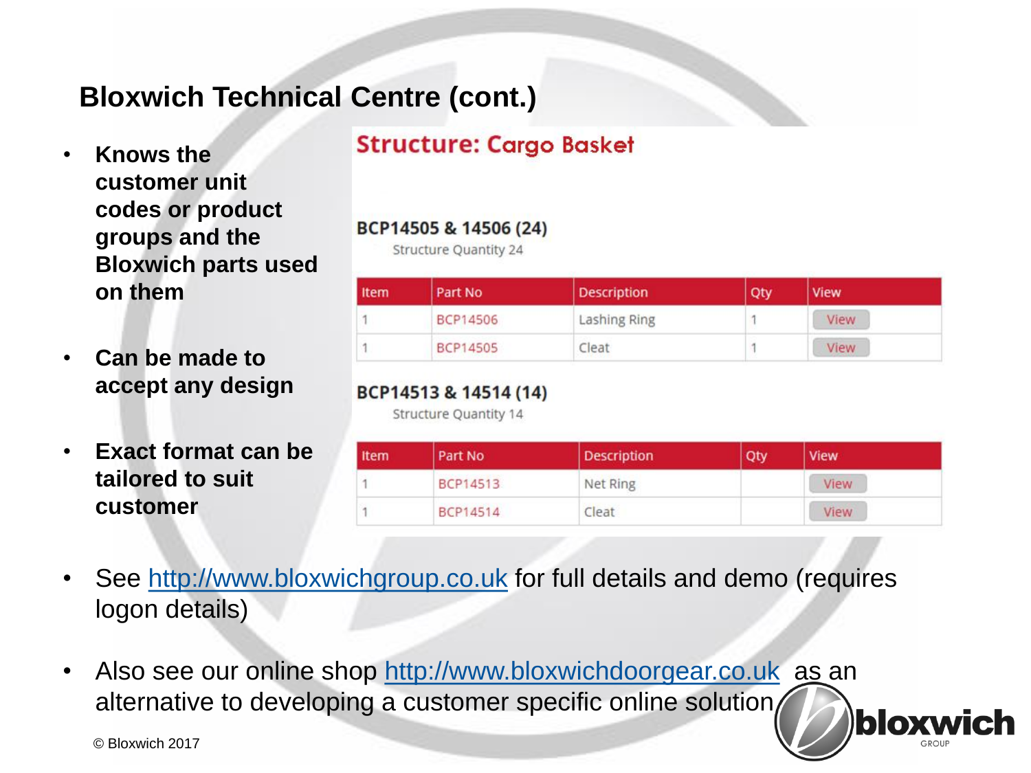# Bloxwich Technical Centre (cont.)

- **Knows the customer unit codes or product groups and the Bloxwich parts used on them**
- **Can be made to accept any design**
- **Exact format can be tailored to suit customer**

## Structure: Cargo Basket

### BCP14505 & 14506 (24)

Structure Quantity 24

| Item | Part No | Description | Qty | View |
|---|---|---|---|---|
| 1 | BCP14506 | Lashing Ring | 1 | View |
| 1 | BCP14505 | Cleat | 1 | View |

### BCP14513 & 14514 (14)

Structure Quantity 14

| Item | Part No | Description | Qty | View |
|---|---|---|---|---|
| 1 | BCP14513 | Net Ring | | View |
| 1 | BCP14514 | Cleat | | View |

- See http://www.bloxwichgroup.co.uk for full details and demo (requires logon details)
- Also see our online shop http://www.bloxwichdoorgear.co.uk as an alternative to developing a customer specific online solution

© Bloxwich 2017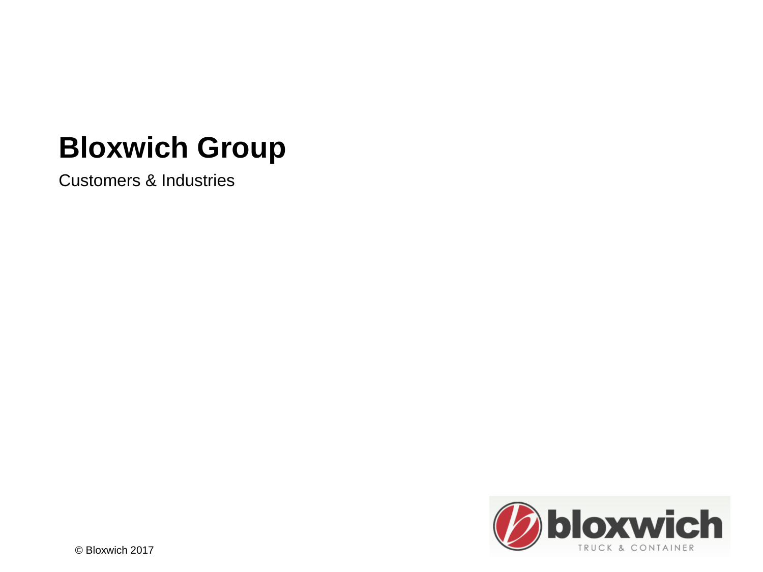# Bloxwich Group

Customers & Industries

© Bloxwich 2017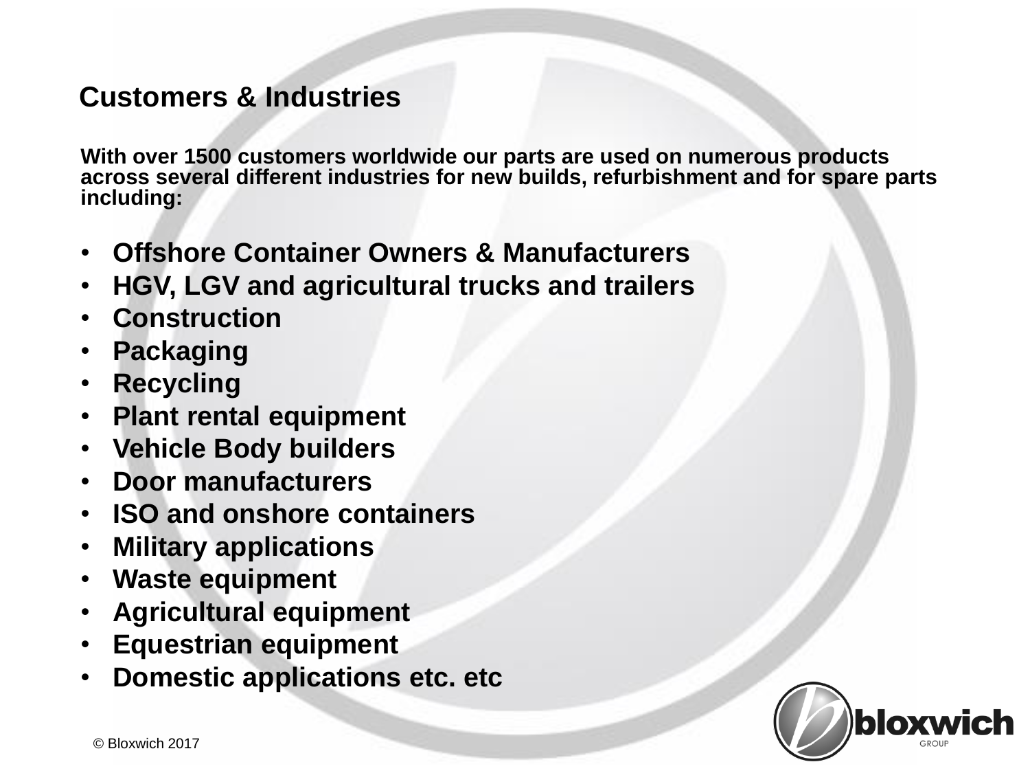## Customers & Industries

**With over 1500 customers worldwide our parts are used on numerous products across several different industries for new builds, refurbishment and for spare parts including:**

- **Offshore Container Owners & Manufacturers**
- **HGV, LGV and agricultural trucks and trailers**
- **Construction**
- **Packaging**
- **Recycling**
- **Plant rental equipment**
- **Vehicle Body builders**
- **Door manufacturers**
- **ISO and onshore containers**
- **Military applications**
- **Waste equipment**
- **Agricultural equipment**
- **Equestrian equipment**
- **Domestic applications etc. etc**

© Bloxwich 2017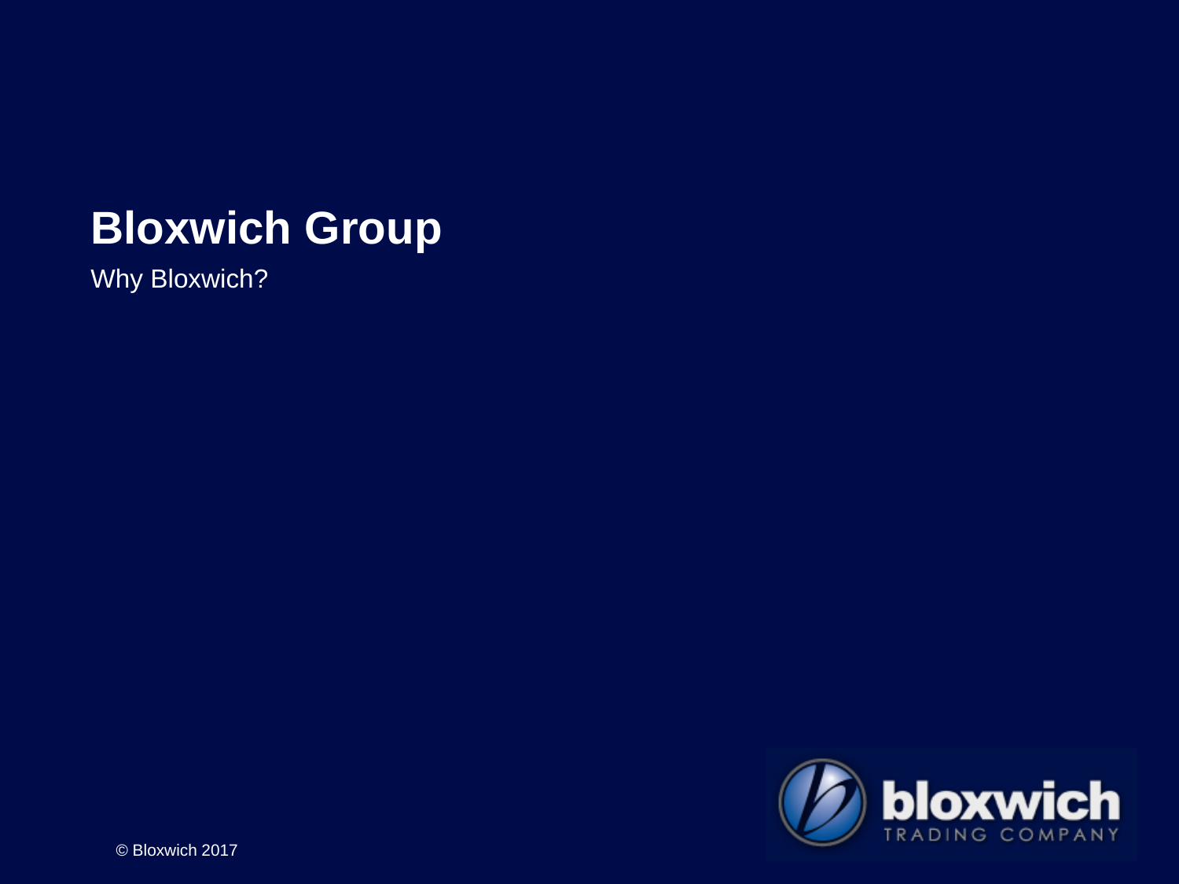# Bloxwich Group

Why Bloxwich?

© Bloxwich 2017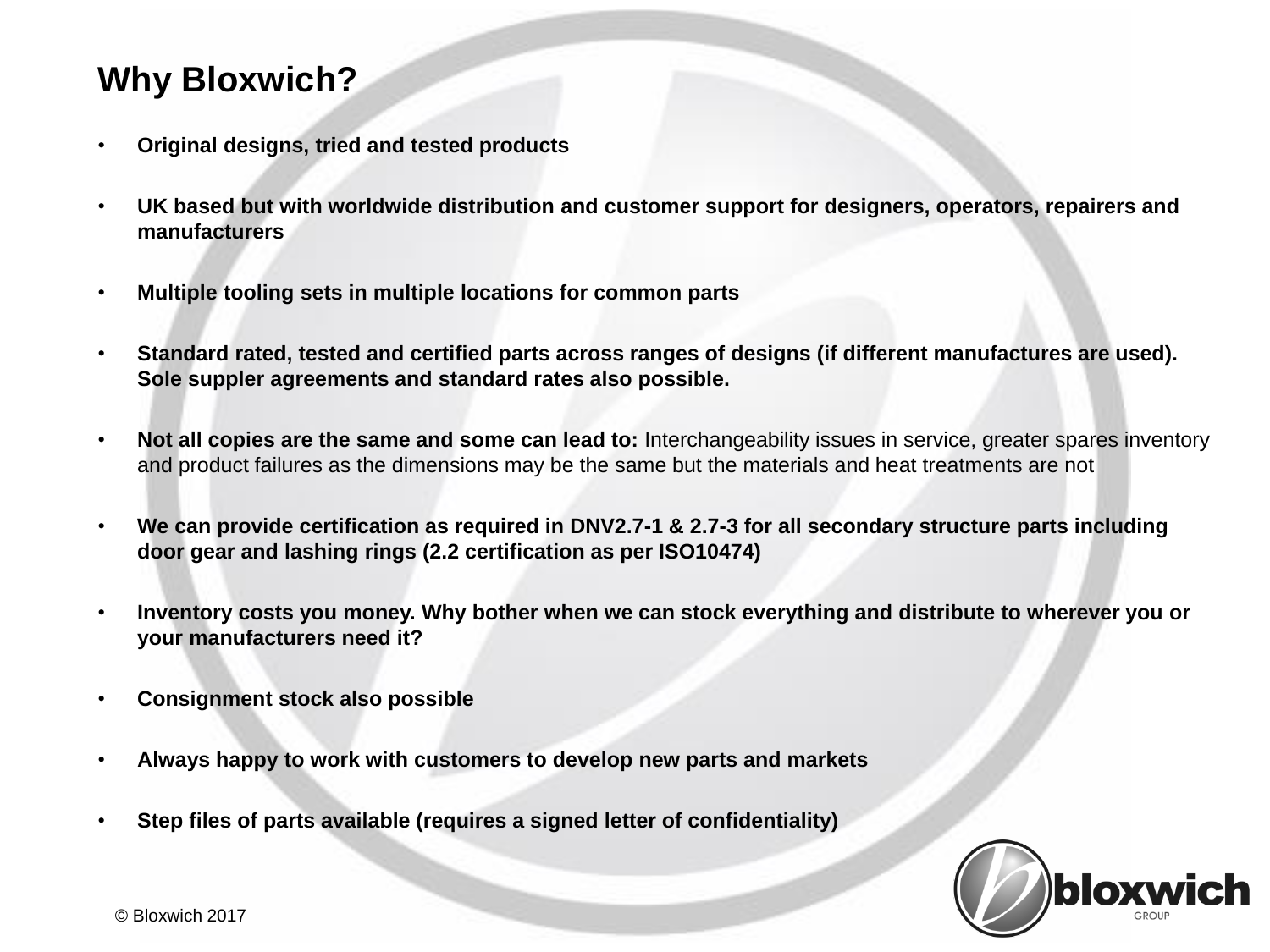# Why Bloxwich?

- **Original designs, tried and tested products**
- **UK based but with worldwide distribution and customer support for designers, operators, repairers and manufacturers**
- **Multiple tooling sets in multiple locations for common parts**
- **Standard rated, tested and certified parts across ranges of designs (if different manufactures are used). Sole suppler agreements and standard rates also possible.**
- **Not all copies are the same and some can lead to:** Interchangeability issues in service, greater spares inventory and product failures as the dimensions may be the same but the materials and heat treatments are not
- **We can provide certification as required in DNV2.7-1 & 2.7-3 for all secondary structure parts including door gear and lashing rings (2.2 certification as per ISO10474)**
- **Inventory costs you money. Why bother when we can stock everything and distribute to wherever you or your manufacturers need it?**
- **Consignment stock also possible**
- **Always happy to work with customers to develop new parts and markets**
- **Step files of parts available (requires a signed letter of confidentiality)**

© Bloxwich 2017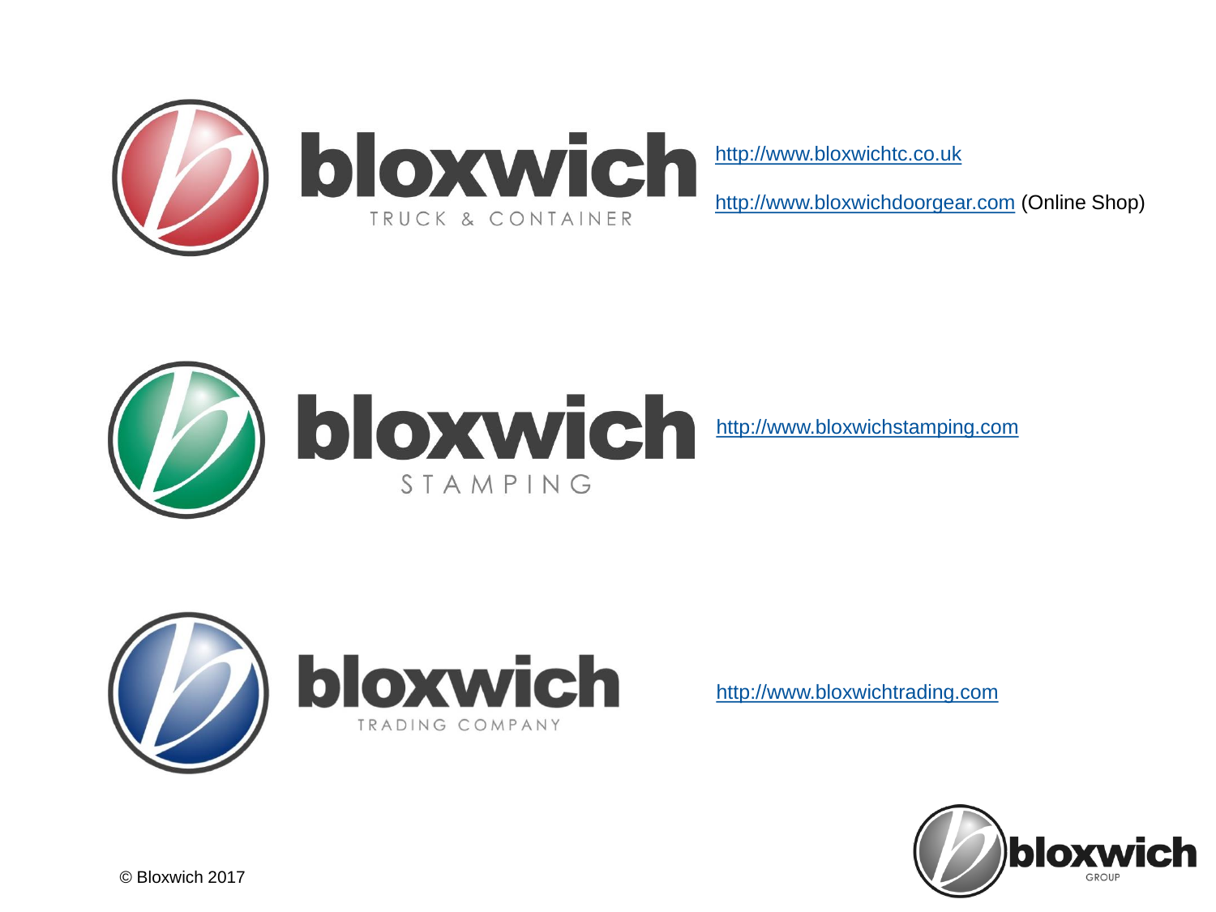bloxwich
TRUCK & CONTAINER

http://www.bloxwichtc.co.uk

http://www.bloxwichdoorgear.com (Online Shop)

bloxwich
STAMPING

http://www.bloxwichstamping.com

bloxwich
TRADING COMPANY

http://www.bloxwichtrading.com

bloxwich
GROUP

© Bloxwich 2017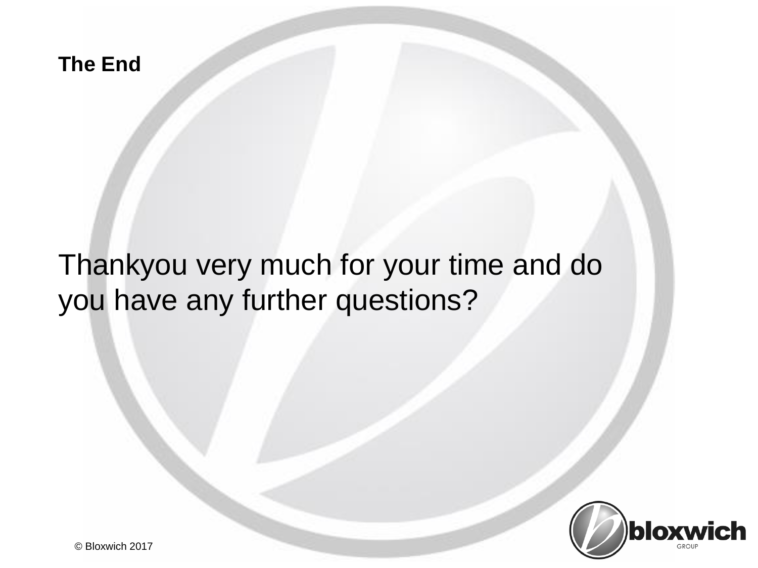## The End

Thankyou very much for your time and do you have any further questions?

© Bloxwich 2017